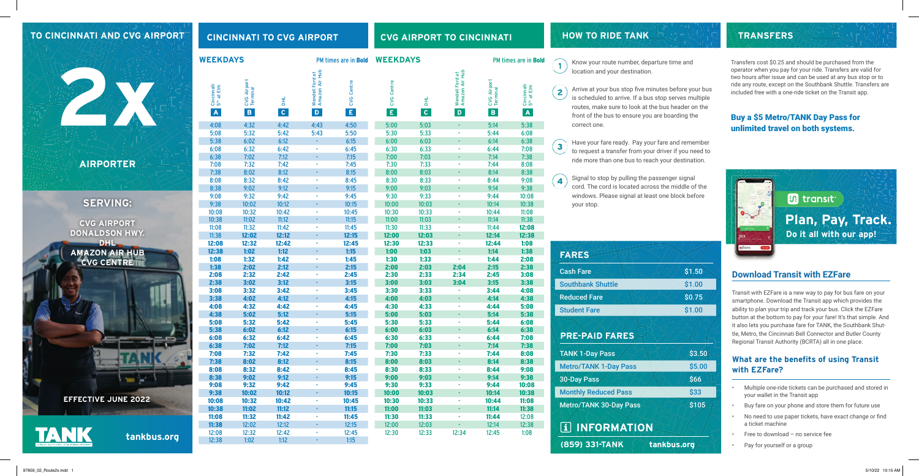# TO CINCINNATI AND CVG AIRPORT

# 2X

## AIRPORTER

### SERVING:

**CVG AIRPORT**
**DONALDSON HWY.**
**DHL**
**AMAZON AIR HUB**
**CVG CENTRE**

**EFFECTIVE JUNE 2022**

TANK

tankbus.org

## CINCINNATI TO CVG AIRPORT

**WEEKDAYS** — PM times are in **Bold**

| Cincinnati 5th at Elm (A) | CVG Airport Terminal (B) | DHL (C) | Wendell Ford at Amazon Air Hub (D) | CVG Centre (E) |
|---|---|---|---|---|
| 4:08 | 4:32 | 4:42 | 4:43 | 4:50 |
| 5:08 | 5:32 | 5:42 | 5:43 | 5:50 |
| 5:38 | 6:02 | 6:12 | - | 6:15 |
| 6:08 | 6:32 | 6:42 | - | 6:45 |
| 6:38 | 7:02 | 7:12 | - | 7:15 |
| 7:08 | 7:32 | 7:42 | - | 7:45 |
| 7:38 | 8:02 | 8:12 | - | 8:15 |
| 8:08 | 8:32 | 8:42 | - | 8:45 |
| 8:38 | 9:02 | 9:12 | - | 9:15 |
| 9:08 | 9:32 | 9:42 | - | 9:45 |
| 9:38 | 10:02 | 10:12 | - | 10:15 |
| 10:08 | 10:32 | 10:42 | - | 10:45 |
| 10:38 | 11:02 | 11:12 | - | 11:15 |
| 11:08 | 11:32 | 11:42 | - | 11:45 |
| 11:38 | **12:02** | **12:12** | - | **12:15** |
| **12:08** | **12:32** | **12:42** | - | **12:45** |
| **12:38** | **1:02** | **1:12** | - | **1:15** |
| **1:08** | **1:32** | **1:42** | - | **1:45** |
| **1:38** | **2:02** | **2:12** | - | **2:15** |
| **2:08** | **2:32** | **2:42** | - | **2:45** |
| **2:38** | **3:02** | **3:12** | - | **3:15** |
| **3:08** | **3:32** | **3:42** | - | **3:45** |
| **3:38** | **4:02** | **4:12** | - | **4:15** |
| **4:08** | **4:32** | **4:42** | - | **4:45** |
| **4:38** | **5:02** | **5:12** | - | **5:15** |
| **5:08** | **5:32** | **5:42** | - | **5:45** |
| **5:38** | **6:02** | **6:12** | - | **6:15** |
| **6:08** | **6:32** | **6:42** | - | **6:45** |
| **6:38** | **7:02** | **7:12** | - | **7:15** |
| **7:08** | **7:32** | **7:42** | - | **7:45** |
| **7:38** | **8:02** | **8:12** | - | **8:15** |
| **8:08** | **8:32** | **8:42** | - | **8:45** |
| **8:38** | **9:02** | **9:12** | - | **9:15** |
| **9:08** | **9:32** | **9:42** | - | **9:45** |
| **9:38** | **10:02** | **10:12** | - | **10:15** |
| **10:08** | **10:32** | **10:42** | - | **10:45** |
| **10:38** | **11:02** | **11:12** | - | **11:15** |
| **11:08** | **11:32** | **11:42** | - | **11:45** |
| **11:38** | 12:02 | 12:12 | - | 12:15 |
| 12:08 | 12:32 | 12:42 | - | 12:45 |
| 12:38 | 1:02 | 1:12 | - | 1:15 |

## CVG AIRPORT TO CINCINNATI

**WEEKDAYS** — PM times are in **Bold**

| CVG Centre (E) | DHL (C) | Wendell Ford at Amazon Air Hub (D) | CVG Airport Terminal (B) | Cincinnati 5th at Elm (A) |
|---|---|---|---|---|
| 5:00 | 5:03 | - | 5:14 | 5:38 |
| 5:30 | 5:33 | - | 5:44 | 6:08 |
| 6:00 | 6:03 | - | 6:14 | 6:38 |
| 6:30 | 6:33 | - | 6:44 | 7:08 |
| 7:00 | 7:03 | - | 7:14 | 7:38 |
| 7:30 | 7:33 | - | 7:44 | 8:08 |
| 8:00 | 8:03 | - | 8:14 | 8:38 |
| 8:30 | 8:33 | - | 8:44 | 9:08 |
| 9:00 | 9:03 | - | 9:14 | 9:38 |
| 9:30 | 9:33 | - | 9:44 | 10:08 |
| 10:00 | 10:03 | - | 10:14 | 10:38 |
| 10:30 | 10:33 | - | 10:44 | 11:08 |
| 11:00 | 11:03 | - | 11:14 | 11:38 |
| 11:30 | 11:33 | - | 11:44 | **12:08** |
| **12:00** | **12:03** | - | **12:14** | **12:38** |
| **12:30** | **12:33** | - | **12:44** | **1:08** |
| **1:00** | **1:03** | - | **1:14** | **1:38** |
| **1:30** | **1:33** | - | **1:44** | **2:08** |
| **2:00** | **2:03** | **2:04** | **2:15** | **2:38** |
| **2:30** | **2:33** | **2:34** | **2:45** | **3:08** |
| **3:00** | **3:03** | **3:04** | **3:15** | **3:38** |
| **3:30** | **3:33** | - | **3:44** | **4:08** |
| **4:00** | **4:03** | - | **4:14** | **4:38** |
| **4:30** | **4:33** | - | **4:44** | **5:08** |
| **5:00** | **5:03** | - | **5:14** | **5:38** |
| **5:30** | **5:33** | - | **5:44** | **6:08** |
| **6:00** | **6:03** | - | **6:14** | **6:38** |
| **6:30** | **6:33** | - | **6:44** | **7:08** |
| **7:00** | **7:03** | - | **7:14** | **7:38** |
| **7:30** | **7:33** | - | **7:44** | **8:08** |
| **8:00** | **8:03** | - | **8:14** | **8:38** |
| **8:30** | **8:33** | - | **8:44** | **9:08** |
| **9:00** | **9:03** | - | **9:14** | **9:38** |
| **9:30** | **9:33** | - | **9:44** | **10:08** |
| **10:00** | **10:03** | - | **10:14** | **10:38** |
| **10:30** | **10:33** | - | **10:44** | **11:08** |
| **11:00** | **11:03** | - | **11:14** | **11:38** |
| **11:30** | **11:33** | - | **11:44** | 12:08 |
| 12:00 | 12:03 | - | 12:14 | 12:38 |
| 12:30 | 12:33 | 12:34 | 12:45 | 1:08 |

## HOW TO RIDE TANK

1. Know your route number, departure time and location and your destination.
2. Arrive at your bus stop five minutes before your bus is scheduled to arrive. If a bus stop serves multiple routes, make sure to look at the bus header on the front of the bus to ensure you are boarding the correct one.
3. Have your fare ready. Pay your fare and remember to request a transfer from your driver if you need to ride more than one bus to reach your destination.
4. Signal to stop by pulling the passenger signal cord. The cord is located across the middle of the windows. Please signal at least one block before your stop.

## FARES

| Fare | Price |
|---|---|
| Cash Fare | $1.50 |
| Southbank Shuttle | $1.00 |
| Reduced Fare | $0.75 |
| Student Fare | $1.00 |

## PRE-PAID FARES

| Pass | Price |
|---|---|
| TANK 1-Day Pass | $3.50 |
| Metro/TANK 1-Day Pass | $5.00 |
| 30-Day Pass | $66 |
| Monthly Reduced Pass | $33 |
| Metro/TANK 30-Day Pass | $105 |

## INFORMATION

(859) 331-TANK    tankbus.org

## TRANSFERS

Transfers cost $0.25 and should be purchased from the operator when you pay for your ride. Transfers are valid for two hours after issue and can be used at any bus stop or to ride any route, except on the Southbank Shuttle. Transfers are included free with a one-ride ticket on the Transit app.

### Buy a $5 Metro/TANK Day Pass for unlimited travel on both systems.

transit

**Plan, Pay, Track.**
**Do it all with our app!**

## Download Transit with EZFare

Transit with EZFare is a new way to pay for bus fare on your smartphone. Download the Transit app which provides the ability to plan your trip and track your bus. Click the EZFare button at the bottom to pay for your fare! It's that simple. And it also lets you purchase fare for TANK, the Southbank Shuttle, Metro, the Cincinnati Bell Connector and Butler County Regional Transit Authority (BCRTA) all in one place.

### What are the benefits of using Transit with EZFare?

- Multiple one-ride tickets can be purchased and stored in your wallet in the Transit app
- Buy fare on your phone and store them for future use
- No need to use paper tickets, have exact change or find a ticket machine
- Free to download – no service fee
- Pay for yourself or a group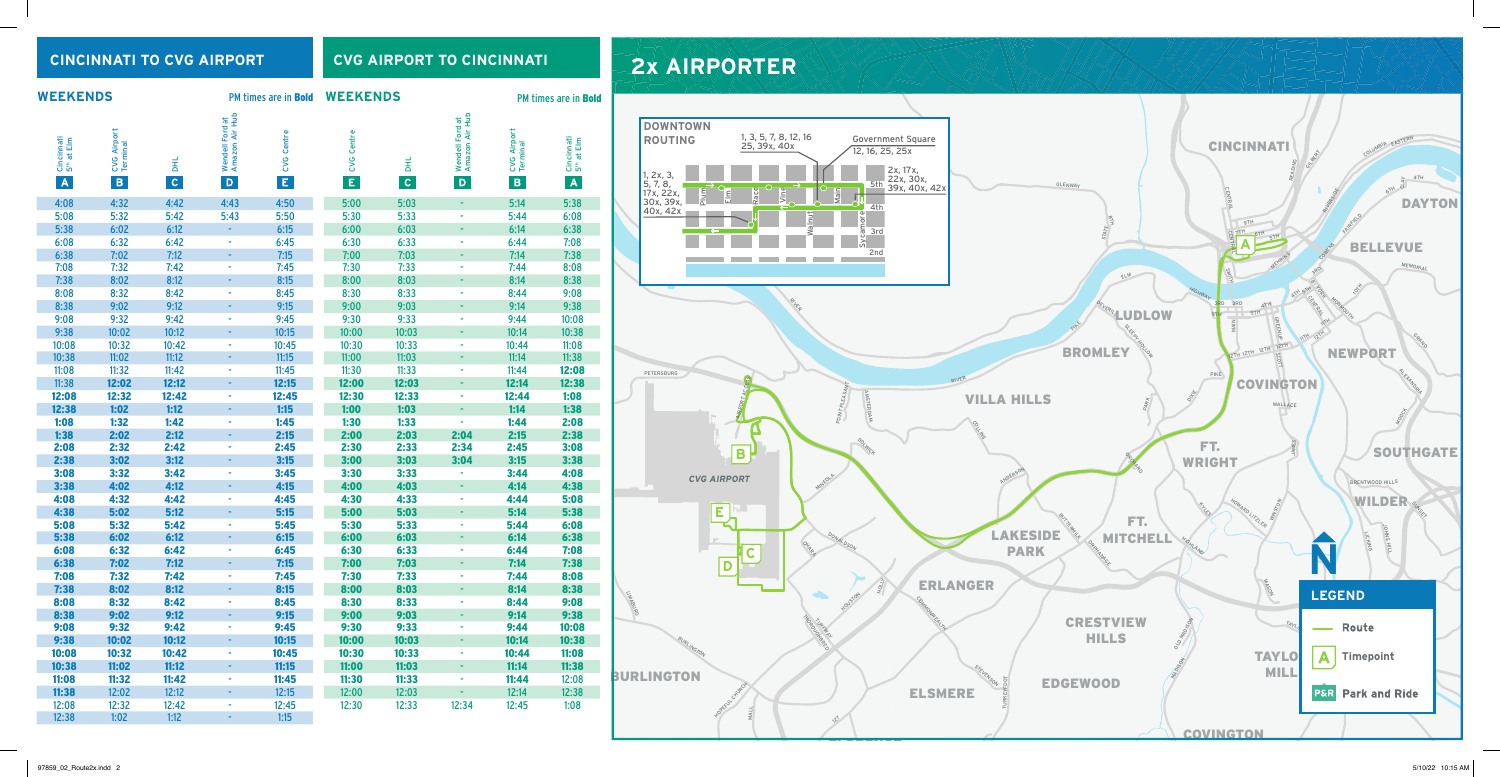# 2x AIRPORTER

## CINCINNATI TO CVG AIRPORT

### WEEKENDS

PM times are in **Bold**

| Cincinnati 5th at Elm A | CVG Airport Terminal B | DHL C | Wendell Ford at Amazon Air Hub D | CVG Centre E |
|---|---|---|---|---|
| 4:08 | 4:32 | 4:42 | 4:43 | 4:50 |
| 5:08 | 5:32 | 5:42 | 5:43 | 5:50 |
| 5:38 | 6:02 | 6:12 | - | 6:15 |
| 6:08 | 6:32 | 6:42 | - | 6:45 |
| 6:38 | 7:02 | 7:12 | - | 7:15 |
| 7:08 | 7:32 | 7:42 | - | 7:45 |
| 7:38 | 8:02 | 8:12 | - | 8:15 |
| 8:08 | 8:32 | 8:42 | - | 8:45 |
| 8:38 | 9:02 | 9:12 | - | 9:15 |
| 9:08 | 9:32 | 9:42 | - | 9:45 |
| 9:38 | 10:02 | 10:12 | - | 10:15 |
| 10:08 | 10:32 | 10:42 | - | 10:45 |
| 10:38 | 11:02 | 11:12 | - | 11:15 |
| 11:08 | 11:32 | 11:42 | - | 11:45 |
| 11:38 | **12:02** | **12:12** | - | **12:15** |
| **12:08** | **12:32** | **12:42** | - | **12:45** |
| **12:38** | **1:02** | **1:12** | - | **1:15** |
| **1:08** | **1:32** | **1:42** | - | **1:45** |
| **1:38** | **2:02** | **2:12** | - | **2:15** |
| **2:08** | **2:32** | **2:42** | - | **2:45** |
| **2:38** | **3:02** | **3:12** | - | **3:15** |
| **3:08** | **3:32** | **3:42** | - | **3:45** |
| **3:38** | **4:02** | **4:12** | - | **4:15** |
| **4:08** | **4:32** | **4:42** | - | **4:45** |
| **4:38** | **5:02** | **5:12** | - | **5:15** |
| **5:08** | **5:32** | **5:42** | - | **5:45** |
| **5:38** | **6:02** | **6:12** | - | **6:15** |
| **6:08** | **6:32** | **6:42** | - | **6:45** |
| **6:38** | **7:02** | **7:12** | - | **7:15** |
| **7:08** | **7:32** | **7:42** | - | **7:45** |
| **7:38** | **8:02** | **8:12** | - | **8:15** |
| **8:08** | **8:32** | **8:42** | - | **8:45** |
| **8:38** | **9:02** | **9:12** | - | **9:15** |
| **9:08** | **9:32** | **9:42** | - | **9:45** |
| **9:38** | **10:02** | **10:12** | - | **10:15** |
| **10:08** | **10:32** | **10:42** | - | **10:45** |
| **10:38** | **11:02** | **11:12** | - | **11:15** |
| **11:08** | **11:32** | **11:42** | - | **11:45** |
| **11:38** | 12:02 | 12:12 | - | 12:15 |
| 12:08 | 12:32 | 12:42 | - | 12:45 |
| 12:38 | 1:02 | 1:12 | - | 1:15 |

## CVG AIRPORT TO CINCINNATI

### WEEKENDS

PM times are in **Bold**

| CVG Centre E | DHL C | Wendell Ford at Amazon Air Hub D | CVG Airport Terminal B | Cincinnati 5th at Elm A |
|---|---|---|---|---|
| 5:00 | 5:03 | - | 5:14 | 5:38 |
| 5:30 | 5:33 | - | 5:44 | 6:08 |
| 6:00 | 6:03 | - | 6:14 | 6:38 |
| 6:30 | 6:33 | - | 6:44 | 7:08 |
| 7:00 | 7:03 | - | 7:14 | 7:38 |
| 7:30 | 7:33 | - | 7:44 | 8:08 |
| 8:00 | 8:03 | - | 8:14 | 8:38 |
| 8:30 | 8:33 | - | 8:44 | 9:08 |
| 9:00 | 9:03 | - | 9:14 | 9:38 |
| 9:30 | 9:33 | - | 9:44 | 10:08 |
| 10:00 | 10:03 | - | 10:14 | 10:38 |
| 10:30 | 10:33 | - | 10:44 | 11:08 |
| 11:00 | 11:03 | - | 11:14 | 11:38 |
| 11:30 | 11:33 | - | 11:44 | **12:08** |
| **12:00** | **12:03** | - | **12:14** | **12:38** |
| **12:30** | **12:33** | - | **12:44** | **1:08** |
| **1:00** | **1:03** | - | **1:14** | **1:38** |
| **1:30** | **1:33** | - | **1:44** | **2:08** |
| **2:00** | **2:03** | **2:04** | **2:15** | **2:38** |
| **2:30** | **2:33** | **2:34** | **2:45** | **3:08** |
| **3:00** | **3:03** | **3:04** | **3:15** | **3:38** |
| **3:30** | **3:33** | - | **3:44** | **4:08** |
| **4:00** | **4:03** | - | **4:14** | **4:38** |
| **4:30** | **4:33** | - | **4:44** | **5:08** |
| **5:00** | **5:03** | - | **5:14** | **5:38** |
| **5:30** | **5:33** | - | **5:44** | **6:08** |
| **6:00** | **6:03** | - | **6:14** | **6:38** |
| **6:30** | **6:33** | - | **6:44** | **7:08** |
| **7:00** | **7:03** | - | **7:14** | **7:38** |
| **7:30** | **7:33** | - | **7:44** | **8:08** |
| **8:00** | **8:03** | - | **8:14** | **8:38** |
| **8:30** | **8:33** | - | **8:44** | **9:08** |
| **9:00** | **9:03** | - | **9:14** | **9:38** |
| **9:30** | **9:33** | - | **9:44** | **10:08** |
| **10:00** | **10:03** | - | **10:14** | **10:38** |
| **10:30** | **10:33** | - | **10:44** | **11:08** |
| **11:00** | **11:03** | - | **11:14** | **11:38** |
| **11:30** | **11:33** | - | **11:44** | 12:08 |
| 12:00 | 12:03 | - | 12:14 | 12:38 |
| 12:30 | 12:33 | 12:34 | 12:45 | 1:08 |

DOWNTOWN ROUTING

1, 3, 5, 7, 8, 12, 16, 25, 39x, 40x

Government Square: 12, 16, 25, 25x

1, 2x, 3, 5, 7, 8, 17x, 22x, 30x, 39x, 40x, 42x

2x, 17x, 22x, 30x, 39x, 40x, 42x

Plum, Elm, Race, Vine, Walnut, Main, Sycamore, 5th, 4th, 3rd, 2nd

CINCINNATI, DAYTON, BELLEVUE, NEWPORT, LUDLOW, BROMLEY, COVINGTON, VILLA HILLS, SOUTHGATE, FT. WRIGHT, WILDER, CVG AIRPORT, LAKESIDE PARK, FT. MITCHELL, ERLANGER, CRESTVIEW HILLS, TAYLOR MILL, BURLINGTON, ELSMERE, EDGEWOOD, COVINGTON, PETERSBURG

LEGEND

Route

A Timepoint

P&R Park and Ride